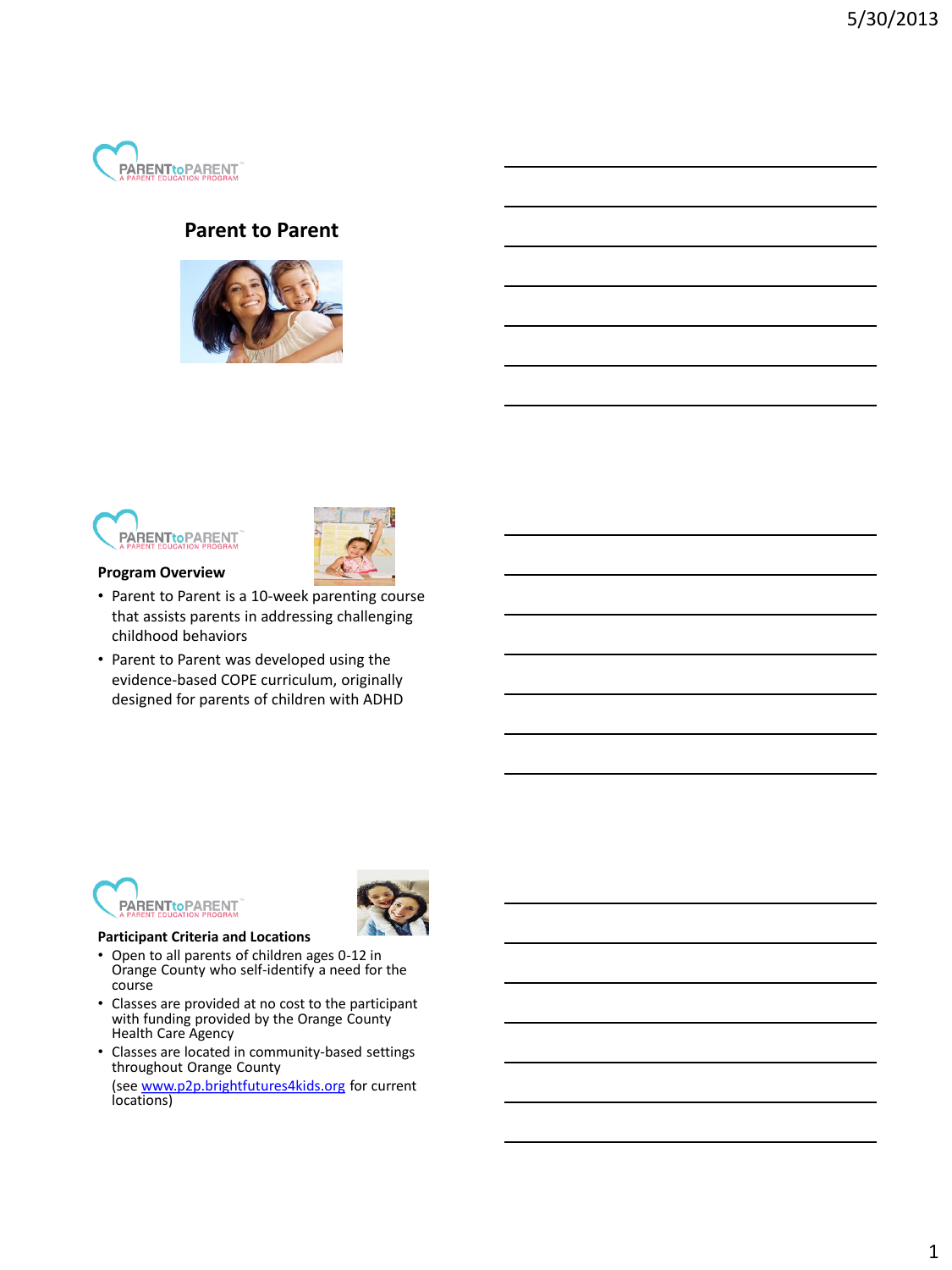PARENTtoPARENT
A PARENT EDUCATION PROGRAM

# Parent to Parent

PARENTtoPARENT
A PARENT EDUCATION PROGRAM

**Program Overview**

- Parent to Parent is a 10-week parenting course that assists parents in addressing challenging childhood behaviors
- Parent to Parent was developed using the evidence-based COPE curriculum, originally designed for parents of children with ADHD

PARENTtoPARENT
A PARENT EDUCATION PROGRAM

**Participant Criteria and Locations**

- Open to all parents of children ages 0-12 in Orange County who self-identify a need for the course
- Classes are provided at no cost to the participant with funding provided by the Orange County Health Care Agency
- Classes are located in community-based settings throughout Orange County (see www.p2p.brightfutures4kids.org for current locations)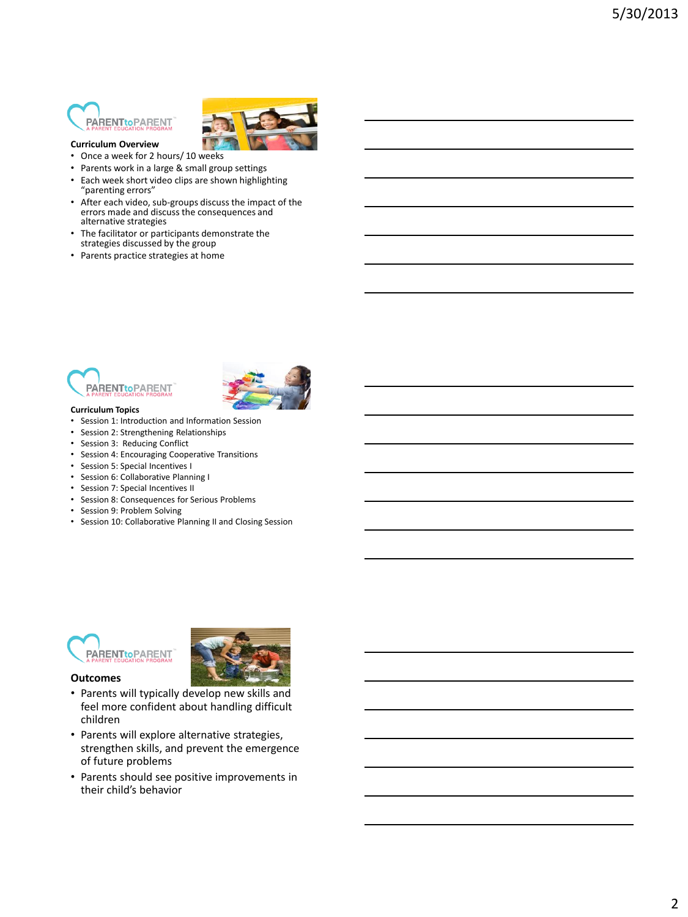PARENTtoPARENT
A PARENT EDUCATION PROGRAM

**Curriculum Overview**

- Once a week for 2 hours/ 10 weeks
- Parents work in a large & small group settings
- Each week short video clips are shown highlighting "parenting errors"
- After each video, sub-groups discuss the impact of the errors made and discuss the consequences and alternative strategies
- The facilitator or participants demonstrate the strategies discussed by the group
- Parents practice strategies at home

PARENTtoPARENT
A PARENT EDUCATION PROGRAM

**Curriculum Topics**

- Session 1: Introduction and Information Session
- Session 2: Strengthening Relationships
- Session 3: Reducing Conflict
- Session 4: Encouraging Cooperative Transitions
- Session 5: Special Incentives I
- Session 6: Collaborative Planning I
- Session 7: Special Incentives II
- Session 8: Consequences for Serious Problems
- Session 9: Problem Solving
- Session 10: Collaborative Planning II and Closing Session

PARENTtoPARENT
A PARENT EDUCATION PROGRAM

**Outcomes**

- Parents will typically develop new skills and feel more confident about handling difficult children
- Parents will explore alternative strategies, strengthen skills, and prevent the emergence of future problems
- Parents should see positive improvements in their child's behavior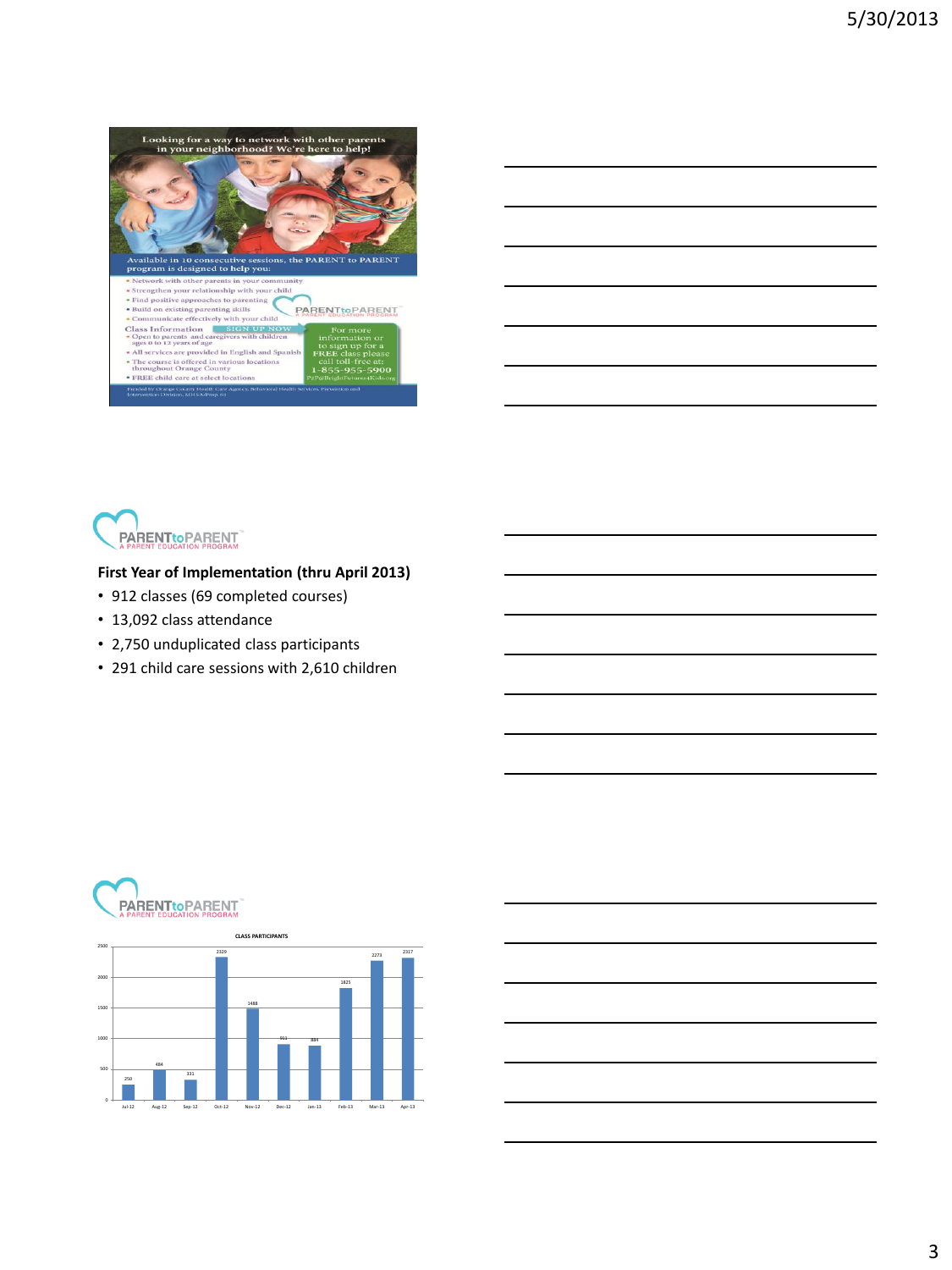Looking for a way to network with other parents in your neighborhood? We're here to help!

Available in 10 consecutive sessions, the PARENT to PARENT program is designed to help you:

- Network with other parents in your community
- Strengthen your relationship with your child
- Find positive approaches to parenting
- Build on existing parenting skills
- Communicate effectively with your child

PARENTtoPARENT
A PARENT EDUCATION PROGRAM

Class Information

SIGN UP NOW

- Open to parents and caregivers with children ages 0 to 12 years of age
- All services are provided in English and Spanish
- The course is offered in various locations throughout Orange County
- FREE child care at select locations

For more information or to sign up for a FREE class please call toll-free at: 1-855-955-5900
P2P@BrightFutures4Kids.org

Funded by Orange County Health Care Agency, Behavioral Health Services, Prevention and Intervention Division, MHSA/Prop 63

PARENTtoPARENT
A PARENT EDUCATION PROGRAM

**First Year of Implementation (thru April 2013)**

- 912 classes (69 completed courses)
- 13,092 class attendance
- 2,750 unduplicated class participants
- 291 child care sessions with 2,610 children

PARENTtoPARENT
A PARENT EDUCATION PROGRAM

CLASS PARTICIPANTS

| Month | Class Participants |
| --- | --- |
| Jul-12 | 250 |
| Aug-12 | 484 |
| Sep-12 | 331 |
| Oct-12 | 2329 |
| Nov-12 | 1488 |
| Dec-12 | 911 |
| Jan-13 | 884 |
| Feb-13 | 1825 |
| Mar-13 | 2273 |
| Apr-13 | 2317 |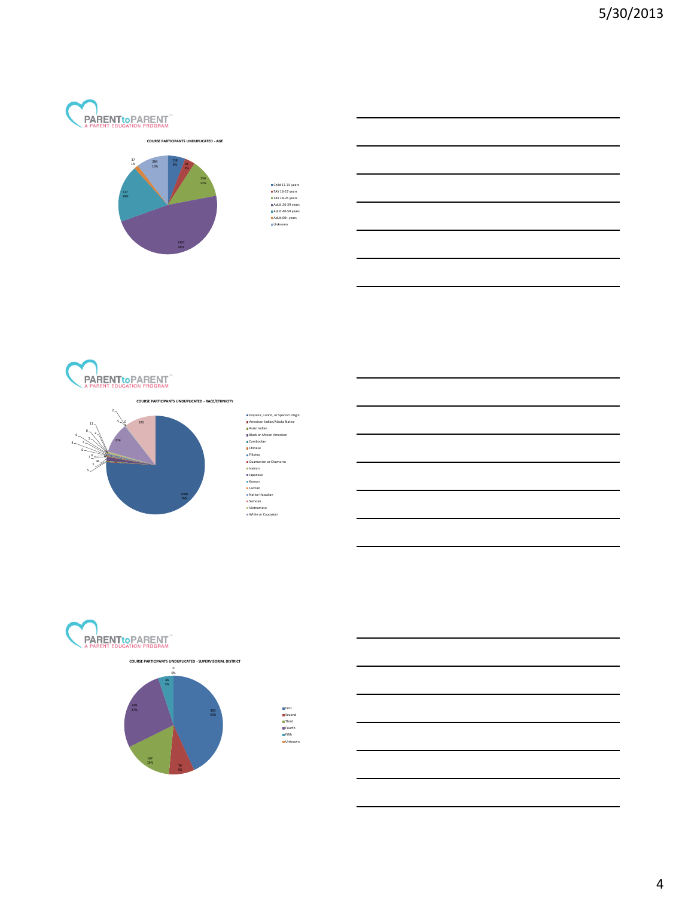PARENTtoPARENT
A PARENT EDUCATION PROGRAM

COURSE PARTICIPANTS UNDUPLICATED - AGE

| Category | Count | Percent |
|---|---|---|
| Child 11-15 years | 158 | 6% |
| TAY 16-17 years | 93 | 3% |
| TAY 18-25 years | 354 | 13% |
| Adult 26-39 years | 1307 | 48% |
| Adult 40-59 years | 517 | 19% |
| Adult 60+ years | 37 | 1% |
| Unknown | 284 | 10% |

PARENTtoPARENT
A PARENT EDUCATION PROGRAM

COURSE PARTICIPANTS UNDUPLICATED - RACE/ETHNICITY

Legend: Hispanic, Latino, or Spanish Origin; American Indian/Alaska Native; Asian Indian; Black or African American; Cambodian; Chinese; Filipino; Guamanian or Chamorro; Iranian; Japanese; Korean; Laotian; Native Hawaiian; Samoan; Vietnamese; White or Caucasian

Data labels: 2088 (76%); 274; 285; 36; 11; 7; 6; 5; 5; 5; 4; 2; 2; 0; 0; 0; 7; 7; 6

PARENTtoPARENT
A PARENT EDUCATION PROGRAM

COURSE PARTICIPANTS UNDUPLICATED - SUPERVISORIAL DISTRICT

| District | Count | Percent |
|---|---|---|
| First | 343 | 43% |
| Second | 76 | 9% |
| Third | 147 | 18% |
| Fourth | 248 | 27% |
| Fifth | 46 | 5% |
| Unknown | 0 | 0% |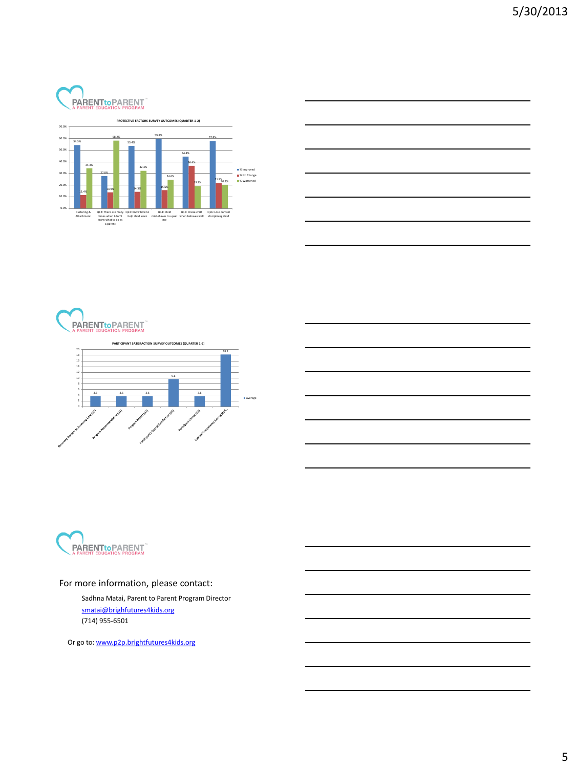PARENT to PARENT
A PARENT EDUCATION PROGRAM

PROTECTIVE FACTORS SURVEY OUTCOMES (QUARTER 1-2)

70.0%
60.0%
50.0%
40.0%
30.0%
20.0%
10.0%
0.0%

54.3% 11.4% 34.3%
27.8% 13.9% 58.2%
53.4% 14.3% 32.3%
59.8% 15.6% 24.6%
44.4% 36.4% 19.2%
57.8% 21.9% 20.3%

Nurturing & Attachment
Q12: There are many times when I don't know what to do as a parent
Q13: Know how to help child learn
Q14: Child misbehaves to upset me
Q15: Praise child when behaves well
Q16: Lose control disciplining child

% Improved
% No Change
% Worsened

PARENT to PARENT
A PARENT EDUCATION PROGRAM

PARTICIPANT SATISFACTION SURVEY OUTCOMES (QUARTER 1-2)

20
18
16
14
12
10
8
6
4
2
0

3.6
3.6
3.6
9.6
3.6
18.2

Removing Barriers to Accessing Care (Q3)
Program Recommendation (Q1)
Program Impact (Q2)
Participant's Overall Satisfaction (Q6)
Participant Choice (Q2)
Cultural Competency Among Staff...

Average

PARENT to PARENT
A PARENT EDUCATION PROGRAM

For more information, please contact:

Sadhna Matai, Parent to Parent Program Director
smatai@brighfutures4kids.org
(714) 955-6501

Or go to: www.p2p.brightfutures4kids.org